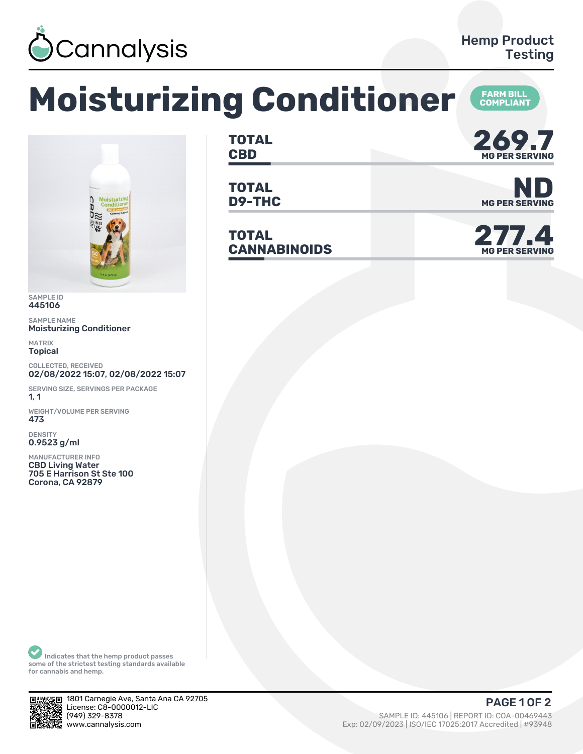Cannalysis

Hemp Product Testing

# Moisturizing Conditioner

FARM BILL COMPLIANT

| | |
|---|---|
| **TOTAL CBD** | **269.7** MG PER SERVING |
| **TOTAL D9-THC** | **ND** MG PER SERVING |
| **TOTAL CANNABINOIDS** | **277.4** MG PER SERVING |

SAMPLE ID
445106

SAMPLE NAME
Moisturizing Conditioner

MATRIX
Topical

COLLECTED, RECEIVED
02/08/2022 15:07, 02/08/2022 15:07

SERVING SIZE, SERVINGS PER PACKAGE
1, 1

WEIGHT/VOLUME PER SERVING
473

DENSITY
0.9523 g/ml

MANUFACTURER INFO
CBD Living Water
705 E Harrison St Ste 100
Corona, CA 92879

Indicates that the hemp product passes some of the strictest testing standards available for cannabis and hemp.

1801 Carnegie Ave, Santa Ana CA 92705
License: C8-0000012-LIC
(949) 329-8378
www.cannalysis.com

SAMPLE ID: 445106 | REPORT ID: COA-00469443
Exp: 02/09/2023 | ISO/IEC 17025:2017 Accredited | #93948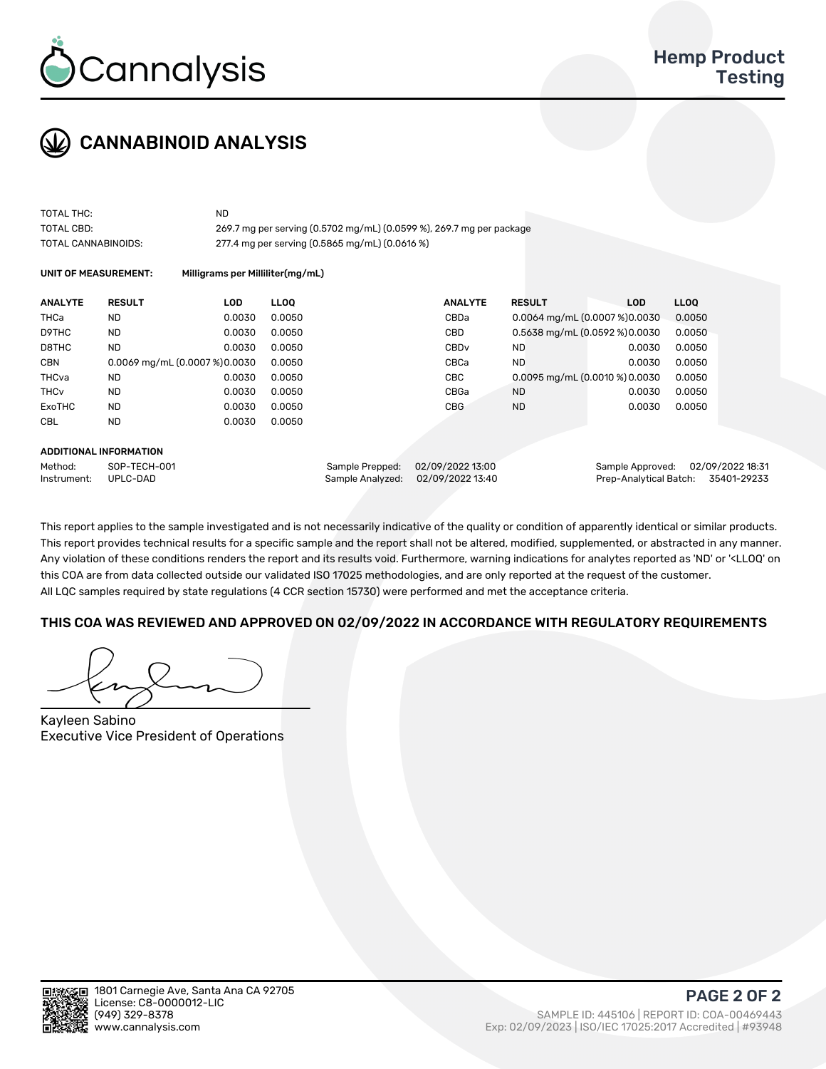# Cannalysis

**Hemp Product Testing**

## CANNABINOID ANALYSIS

| | |
|---|---|
| TOTAL THC: | ND |
| TOTAL CBD: | 269.7 mg per serving (0.5702 mg/mL) (0.0599 %), 269.7 mg per package |
| TOTAL CANNABINOIDS: | 277.4 mg per serving (0.5865 mg/mL) (0.0616 %) |

**UNIT OF MEASUREMENT:** Milligrams per Milliliter(mg/mL)

| ANALYTE | RESULT | LOD | LLOQ | ANALYTE | RESULT | LOD | LLOQ |
|---|---|---|---|---|---|---|---|
| THCa | ND | 0.0030 | 0.0050 | CBDa | 0.0064 mg/mL (0.0007 %) | 0.0030 | 0.0050 |
| D9THC | ND | 0.0030 | 0.0050 | CBD | 0.5638 mg/mL (0.0592 %) | 0.0030 | 0.0050 |
| D8THC | ND | 0.0030 | 0.0050 | CBDv | ND | 0.0030 | 0.0050 |
| CBN | 0.0069 mg/mL (0.0007 %) | 0.0030 | 0.0050 | CBCa | ND | 0.0030 | 0.0050 |
| THCva | ND | 0.0030 | 0.0050 | CBC | 0.0095 mg/mL (0.0010 %) | 0.0030 | 0.0050 |
| THCv | ND | 0.0030 | 0.0050 | CBGa | ND | 0.0030 | 0.0050 |
| ExoTHC | ND | 0.0030 | 0.0050 | CBG | ND | 0.0030 | 0.0050 |
| CBL | ND | 0.0030 | 0.0050 | | | | |

**ADDITIONAL INFORMATION**

| | | | | | |
|---|---|---|---|---|---|
| Method: | SOP-TECH-001 | Sample Prepped: | 02/09/2022 13:00 | Sample Approved: | 02/09/2022 18:31 |
| Instrument: | UPLC-DAD | Sample Analyzed: | 02/09/2022 13:40 | Prep-Analytical Batch: | 35401-29233 |

This report applies to the sample investigated and is not necessarily indicative of the quality or condition of apparently identical or similar products. This report provides technical results for a specific sample and the report shall not be altered, modified, supplemented, or abstracted in any manner. Any violation of these conditions renders the report and its results void. Furthermore, warning indications for analytes reported as 'ND' or '<LLOQ' on this COA are from data collected outside our validated ISO 17025 methodologies, and are only reported at the request of the customer. All LQC samples required by state regulations (4 CCR section 15730) were performed and met the acceptance criteria.

**THIS COA WAS REVIEWED AND APPROVED ON 02/09/2022 IN ACCORDANCE WITH REGULATORY REQUIREMENTS**

Kayleen Sabino
Executive Vice President of Operations

1801 Carnegie Ave, Santa Ana CA 92705
License: C8-0000012-LIC
(949) 329-8378
www.cannalysis.com

SAMPLE ID: 445106 | REPORT ID: COA-00469443
Exp: 02/09/2023 | ISO/IEC 17025:2017 Accredited | #93948